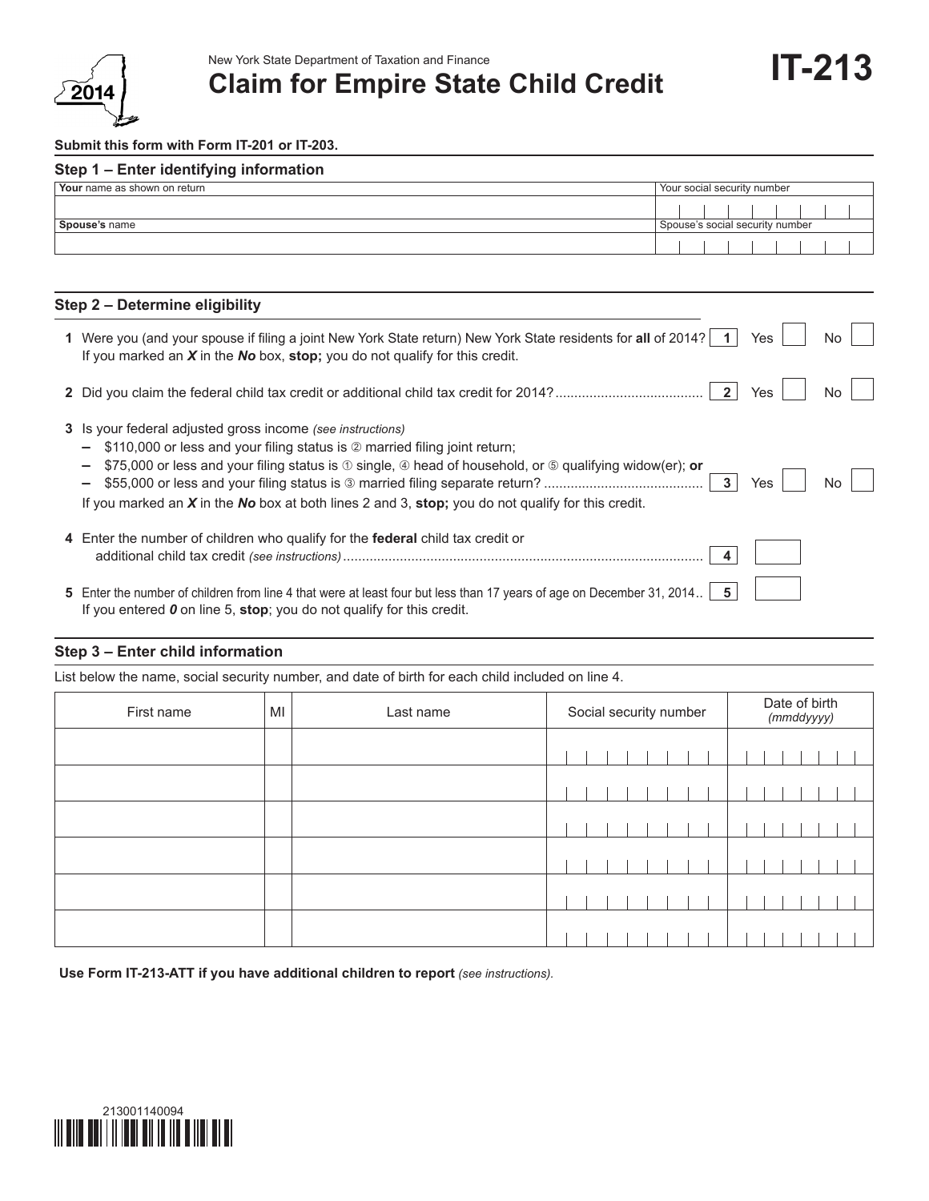2014

New York State Department of Taxation and Finance

# Claim for Empire State Child Credit

# IT-213

**Submit this form with Form IT-201 or IT-203.**

## Step 1 – Enter identifying information

| **Your** name as shown on return | Your social security number |
|---|---|
| | |
| **Spouse's** name | Spouse's social security number |
| | |

## Step 2 – Determine eligibility

**1** Were you (and your spouse if filing a joint New York State return) New York State residents for **all** of 2014? **1** Yes ☐ No ☐
If you marked an ***X*** in the ***No*** box, **stop;** you do not qualify for this credit.

**2** Did you claim the federal child tax credit or additional child tax credit for 2014? ...................................... **2** Yes ☐ No ☐

**3** Is your federal adjusted gross income *(see instructions)*
- $110,000 or less and your filing status is ② married filing joint return;
- $75,000 or less and your filing status is ① single, ④ head of household, or ⑤ qualifying widow(er); **or**
- $55,000 or less and your filing status is ③ married filing separate return? ......................................... **3** Yes ☐ No ☐

If you marked an ***X*** in the ***No*** box at both lines 2 and 3, **stop;** you do not qualify for this credit.

**4** Enter the number of children who qualify for the **federal** child tax credit or additional child tax credit *(see instructions)* ............................................................................................ **4** ☐

**5** Enter the number of children from line 4 that were at least four but less than 17 years of age on December 31, 2014.. **5** ☐
If you entered ***0*** on line 5, **stop**; you do not qualify for this credit.

## Step 3 – Enter child information

List below the name, social security number, and date of birth for each child included on line 4.

| First name | MI | Last name | Social security number | Date of birth *(mmddyyyy)* |
|---|---|---|---|---|
| | | | | |
| | | | | |
| | | | | |
| | | | | |
| | | | | |
| | | | | |

**Use Form IT-213-ATT if you have additional children to report** *(see instructions).*

213001140094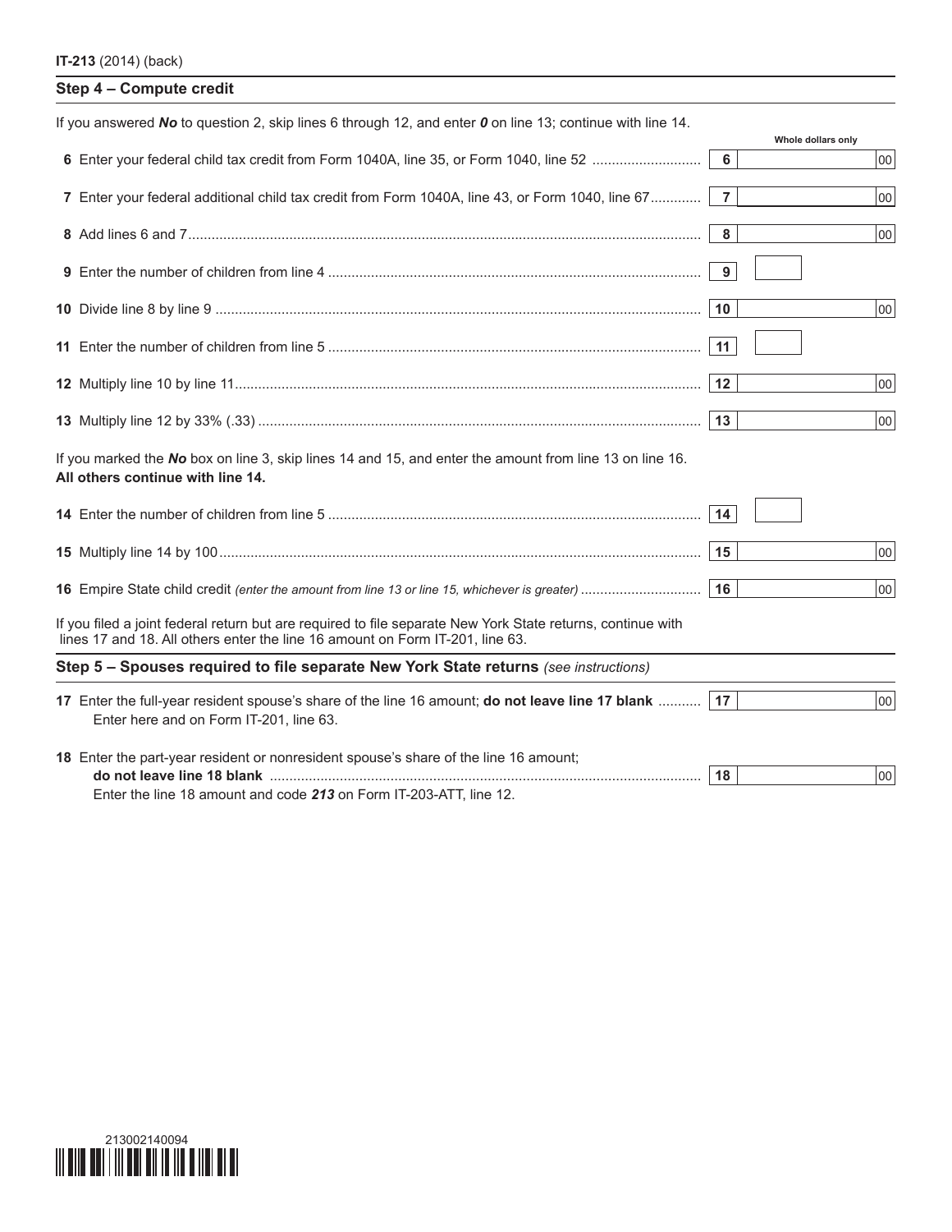IT-213 (2014) (back)

## Step 4 – Compute credit

If you answered ***No*** to question 2, skip lines 6 through 12, and enter ***0*** on line 13; continue with line 14.

| | | Whole dollars only |
|---|---|---|
| **6** Enter your federal child tax credit from Form 1040A, line 35, or Form 1040, line 52 | **6** | 00 |
| **7** Enter your federal additional child tax credit from Form 1040A, line 43, or Form 1040, line 67 | **7** | 00 |
| **8** Add lines 6 and 7 | **8** | 00 |
| **9** Enter the number of children from line 4 | **9** | |
| **10** Divide line 8 by line 9 | **10** | 00 |
| **11** Enter the number of children from line 5 | **11** | |
| **12** Multiply line 10 by line 11 | **12** | 00 |
| **13** Multiply line 12 by 33% (.33) | **13** | 00 |

If you marked the ***No*** box on line 3, skip lines 14 and 15, and enter the amount from line 13 on line 16.
**All others continue with line 14.**

| | | |
|---|---|---|
| **14** Enter the number of children from line 5 | **14** | |
| **15** Multiply line 14 by 100 | **15** | 00 |
| **16** Empire State child credit *(enter the amount from line 13 or line 15, whichever is greater)* | **16** | 00 |

If you filed a joint federal return but are required to file separate New York State returns, continue with lines 17 and 18. All others enter the line 16 amount on Form IT-201, line 63.

## Step 5 – Spouses required to file separate New York State returns *(see instructions)*

| | | |
|---|---|---|
| **17** Enter the full-year resident spouse's share of the line 16 amount; **do not leave line 17 blank** Enter here and on Form IT-201, line 63. | **17** | 00 |
| **18** Enter the part-year resident or nonresident spouse's share of the line 16 amount; **do not leave line 18 blank** Enter the line 18 amount and code ***213*** on Form IT-203-ATT, line 12. | **18** | 00 |

213002140094